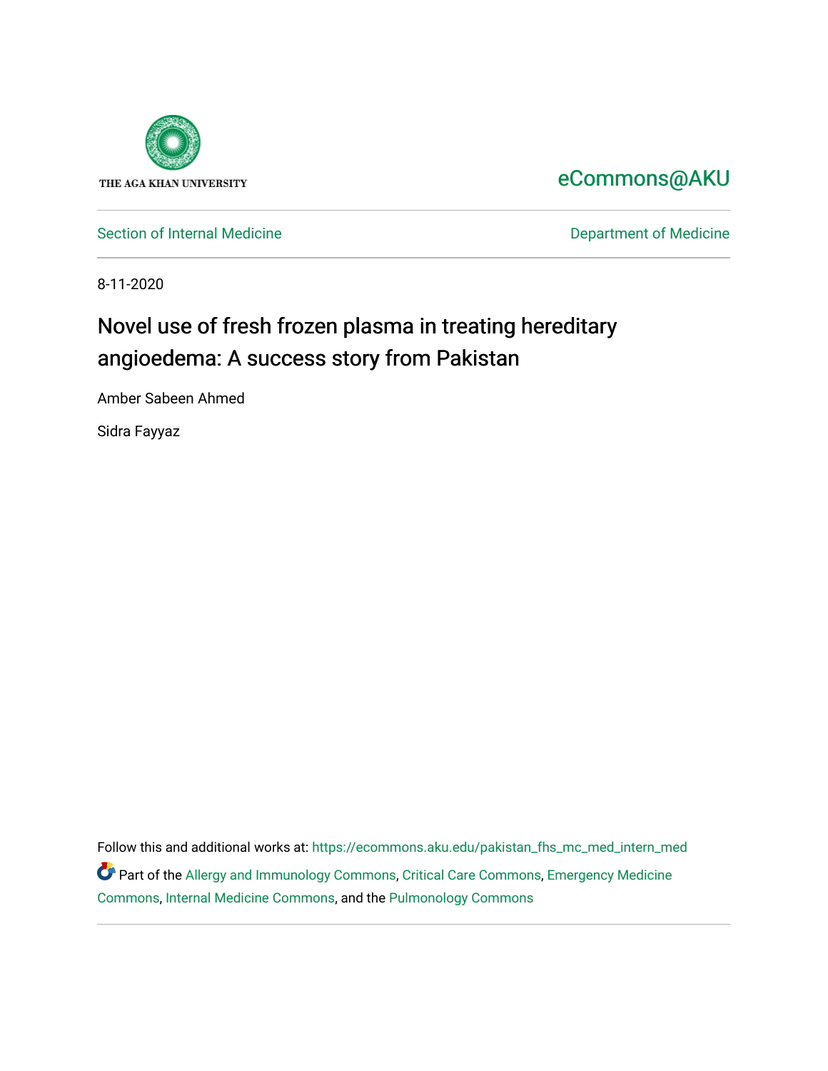THE AGA KHAN UNIVERSITY

eCommons@AKU

Section of Internal Medicine

Department of Medicine

8-11-2020

# Novel use of fresh frozen plasma in treating hereditary angioedema: A success story from Pakistan

Amber Sabeen Ahmed

Sidra Fayyaz

Follow this and additional works at: https://ecommons.aku.edu/pakistan_fhs_mc_med_intern_med

Part of the Allergy and Immunology Commons, Critical Care Commons, Emergency Medicine Commons, Internal Medicine Commons, and the Pulmonology Commons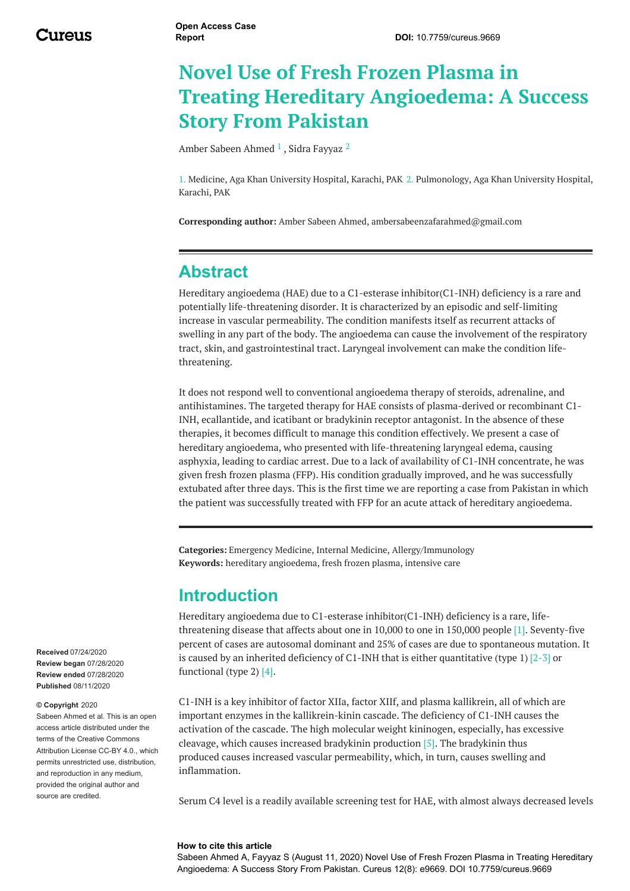# Novel Use of Fresh Frozen Plasma in Treating Hereditary Angioedema: A Success Story From Pakistan

Amber Sabeen Ahmed [1] , Sidra Fayyaz [2]

1. Medicine, Aga Khan University Hospital, Karachi, PAK 2. Pulmonology, Aga Khan University Hospital, Karachi, PAK

**Corresponding author:** Amber Sabeen Ahmed, ambersabeenzafarahmed@gmail.com

## Abstract

Hereditary angioedema (HAE) due to a C1-esterase inhibitor(C1-INH) deficiency is a rare and potentially life-threatening disorder. It is characterized by an episodic and self-limiting increase in vascular permeability. The condition manifests itself as recurrent attacks of swelling in any part of the body. The angioedema can cause the involvement of the respiratory tract, skin, and gastrointestinal tract. Laryngeal involvement can make the condition life-threatening.

It does not respond well to conventional angioedema therapy of steroids, adrenaline, and antihistamines. The targeted therapy for HAE consists of plasma-derived or recombinant C1-INH, ecallantide, and icatibant or bradykinin receptor antagonist. In the absence of these therapies, it becomes difficult to manage this condition effectively. We present a case of hereditary angioedema, who presented with life-threatening laryngeal edema, causing asphyxia, leading to cardiac arrest. Due to a lack of availability of C1-INH concentrate, he was given fresh frozen plasma (FFP). His condition gradually improved, and he was successfully extubated after three days. This is the first time we are reporting a case from Pakistan in which the patient was successfully treated with FFP for an acute attack of hereditary angioedema.

**Categories:** Emergency Medicine, Internal Medicine, Allergy/Immunology
**Keywords:** hereditary angioedema, fresh frozen plasma, intensive care

## Introduction

Hereditary angioedema due to C1-esterase inhibitor(C1-INH) deficiency is a rare, life-threatening disease that affects about one in 10,000 to one in 150,000 people [1]. Seventy-five percent of cases are autosomal dominant and 25% of cases are due to spontaneous mutation. It is caused by an inherited deficiency of C1-INH that is either quantitative (type 1) [2-3] or functional (type 2) [4].

C1-INH is a key inhibitor of factor XIIa, factor XIIf, and plasma kallikrein, all of which are important enzymes in the kallikrein-kinin cascade. The deficiency of C1-INH causes the activation of the cascade. The high molecular weight kininogen, especially, has excessive cleavage, which causes increased bradykinin production [5]. The bradykinin thus produced causes increased vascular permeability, which, in turn, causes swelling and inflammation.

Serum C4 level is a readily available screening test for HAE, with almost always decreased levels

Received 07/24/2020
Review began 07/28/2020
Review ended 07/28/2020
Published 08/11/2020

© Copyright 2020
Sabeen Ahmed et al. This is an open access article distributed under the terms of the Creative Commons Attribution License CC-BY 4.0., which permits unrestricted use, distribution, and reproduction in any medium, provided the original author and source are credited.

**How to cite this article**
Sabeen Ahmed A, Fayyaz S (August 11, 2020) Novel Use of Fresh Frozen Plasma in Treating Hereditary Angioedema: A Success Story From Pakistan. Cureus 12(8): e9669. DOI 10.7759/cureus.9669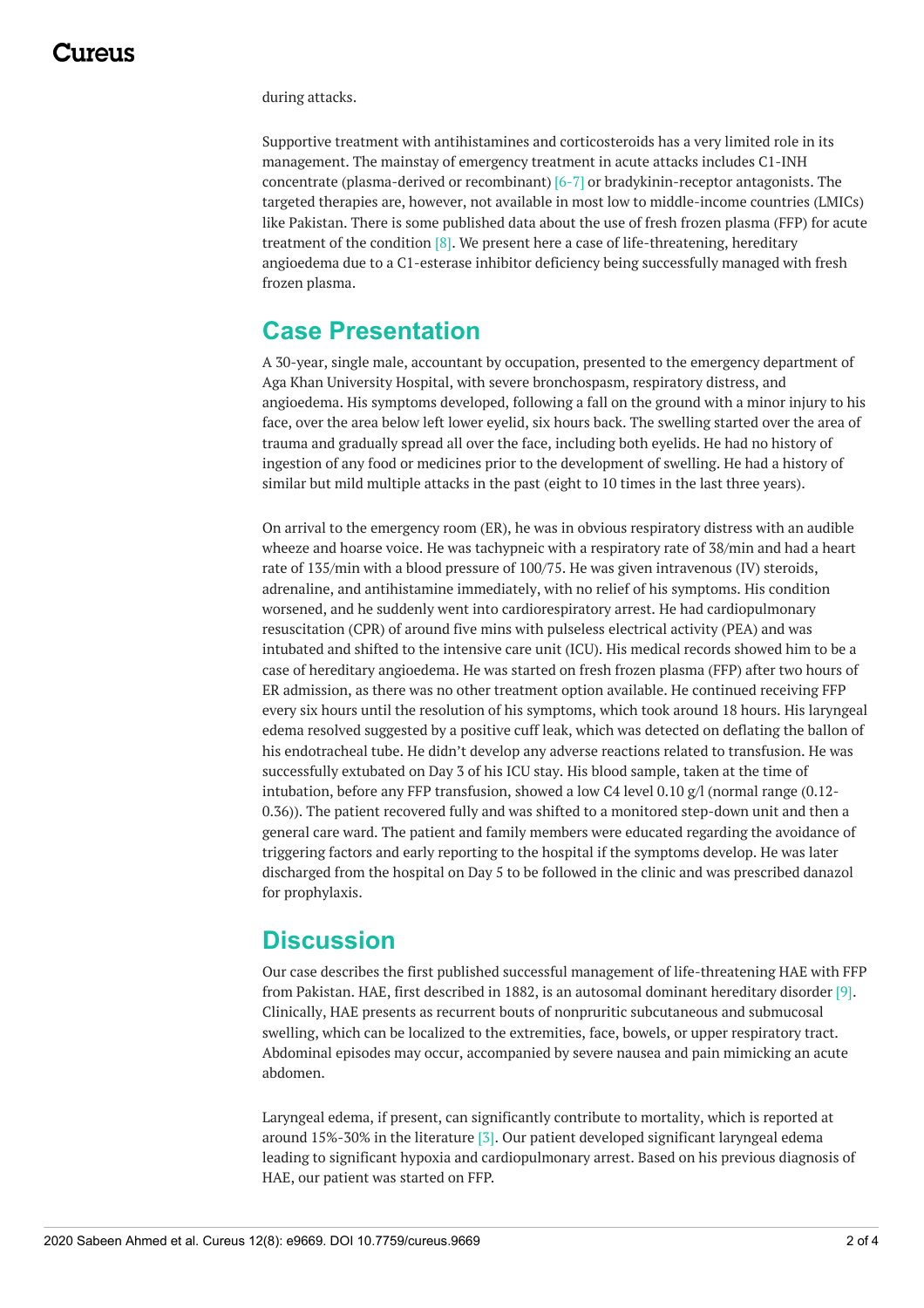during attacks.

Supportive treatment with antihistamines and corticosteroids has a very limited role in its management. The mainstay of emergency treatment in acute attacks includes C1-INH concentrate (plasma-derived or recombinant) [6-7] or bradykinin-receptor antagonists. The targeted therapies are, however, not available in most low to middle-income countries (LMICs) like Pakistan. There is some published data about the use of fresh frozen plasma (FFP) for acute treatment of the condition [8]. We present here a case of life-threatening, hereditary angioedema due to a C1-esterase inhibitor deficiency being successfully managed with fresh frozen plasma.

## Case Presentation

A 30-year, single male, accountant by occupation, presented to the emergency department of Aga Khan University Hospital, with severe bronchospasm, respiratory distress, and angioedema. His symptoms developed, following a fall on the ground with a minor injury to his face, over the area below left lower eyelid, six hours back. The swelling started over the area of trauma and gradually spread all over the face, including both eyelids. He had no history of ingestion of any food or medicines prior to the development of swelling. He had a history of similar but mild multiple attacks in the past (eight to 10 times in the last three years).

On arrival to the emergency room (ER), he was in obvious respiratory distress with an audible wheeze and hoarse voice. He was tachypneic with a respiratory rate of 38/min and had a heart rate of 135/min with a blood pressure of 100/75. He was given intravenous (IV) steroids, adrenaline, and antihistamine immediately, with no relief of his symptoms. His condition worsened, and he suddenly went into cardiorespiratory arrest. He had cardiopulmonary resuscitation (CPR) of around five mins with pulseless electrical activity (PEA) and was intubated and shifted to the intensive care unit (ICU). His medical records showed him to be a case of hereditary angioedema. He was started on fresh frozen plasma (FFP) after two hours of ER admission, as there was no other treatment option available. He continued receiving FFP every six hours until the resolution of his symptoms, which took around 18 hours. His laryngeal edema resolved suggested by a positive cuff leak, which was detected on deflating the ballon of his endotracheal tube. He didn't develop any adverse reactions related to transfusion. He was successfully extubated on Day 3 of his ICU stay. His blood sample, taken at the time of intubation, before any FFP transfusion, showed a low C4 level 0.10 g/l (normal range (0.12-0.36)). The patient recovered fully and was shifted to a monitored step-down unit and then a general care ward. The patient and family members were educated regarding the avoidance of triggering factors and early reporting to the hospital if the symptoms develop. He was later discharged from the hospital on Day 5 to be followed in the clinic and was prescribed danazol for prophylaxis.

## Discussion

Our case describes the first published successful management of life-threatening HAE with FFP from Pakistan. HAE, first described in 1882, is an autosomal dominant hereditary disorder [9]. Clinically, HAE presents as recurrent bouts of nonpruritic subcutaneous and submucosal swelling, which can be localized to the extremities, face, bowels, or upper respiratory tract. Abdominal episodes may occur, accompanied by severe nausea and pain mimicking an acute abdomen.

Laryngeal edema, if present, can significantly contribute to mortality, which is reported at around 15%-30% in the literature [3]. Our patient developed significant laryngeal edema leading to significant hypoxia and cardiopulmonary arrest. Based on his previous diagnosis of HAE, our patient was started on FFP.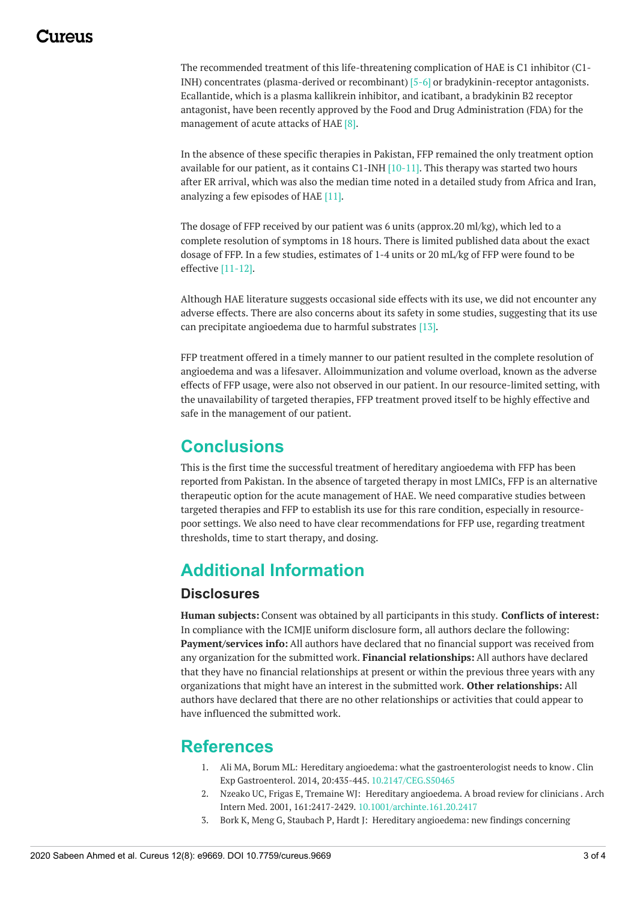The recommended treatment of this life-threatening complication of HAE is C1 inhibitor (C1-INH) concentrates (plasma-derived or recombinant) [5-6] or bradykinin-receptor antagonists. Ecallantide, which is a plasma kallikrein inhibitor, and icatibant, a bradykinin B2 receptor antagonist, have been recently approved by the Food and Drug Administration (FDA) for the management of acute attacks of HAE [8].

In the absence of these specific therapies in Pakistan, FFP remained the only treatment option available for our patient, as it contains C1-INH [10-11]. This therapy was started two hours after ER arrival, which was also the median time noted in a detailed study from Africa and Iran, analyzing a few episodes of HAE [11].

The dosage of FFP received by our patient was 6 units (approx.20 ml/kg), which led to a complete resolution of symptoms in 18 hours. There is limited published data about the exact dosage of FFP. In a few studies, estimates of 1-4 units or 20 mL/kg of FFP were found to be effective [11-12].

Although HAE literature suggests occasional side effects with its use, we did not encounter any adverse effects. There are also concerns about its safety in some studies, suggesting that its use can precipitate angioedema due to harmful substrates [13].

FFP treatment offered in a timely manner to our patient resulted in the complete resolution of angioedema and was a lifesaver. Alloimmunization and volume overload, known as the adverse effects of FFP usage, were also not observed in our patient. In our resource-limited setting, with the unavailability of targeted therapies, FFP treatment proved itself to be highly effective and safe in the management of our patient.

# Conclusions

This is the first time the successful treatment of hereditary angioedema with FFP has been reported from Pakistan. In the absence of targeted therapy in most LMICs, FFP is an alternative therapeutic option for the acute management of HAE. We need comparative studies between targeted therapies and FFP to establish its use for this rare condition, especially in resource-poor settings. We also need to have clear recommendations for FFP use, regarding treatment thresholds, time to start therapy, and dosing.

# Additional Information

## Disclosures

**Human subjects:** Consent was obtained by all participants in this study. **Conflicts of interest:** In compliance with the ICMJE uniform disclosure form, all authors declare the following: **Payment/services info:** All authors have declared that no financial support was received from any organization for the submitted work. **Financial relationships:** All authors have declared that they have no financial relationships at present or within the previous three years with any organizations that might have an interest in the submitted work. **Other relationships:** All authors have declared that there are no other relationships or activities that could appear to have influenced the submitted work.

# References

1. Ali MA, Borum ML: Hereditary angioedema: what the gastroenterologist needs to know . Clin Exp Gastroenterol. 2014, 20:435-445. 10.2147/CEG.S50465
2. Nzeako UC, Frigas E, Tremaine WJ: Hereditary angioedema. A broad review for clinicians . Arch Intern Med. 2001, 161:2417-2429. 10.1001/archinte.161.20.2417
3. Bork K, Meng G, Staubach P, Hardt J: Hereditary angioedema: new findings concerning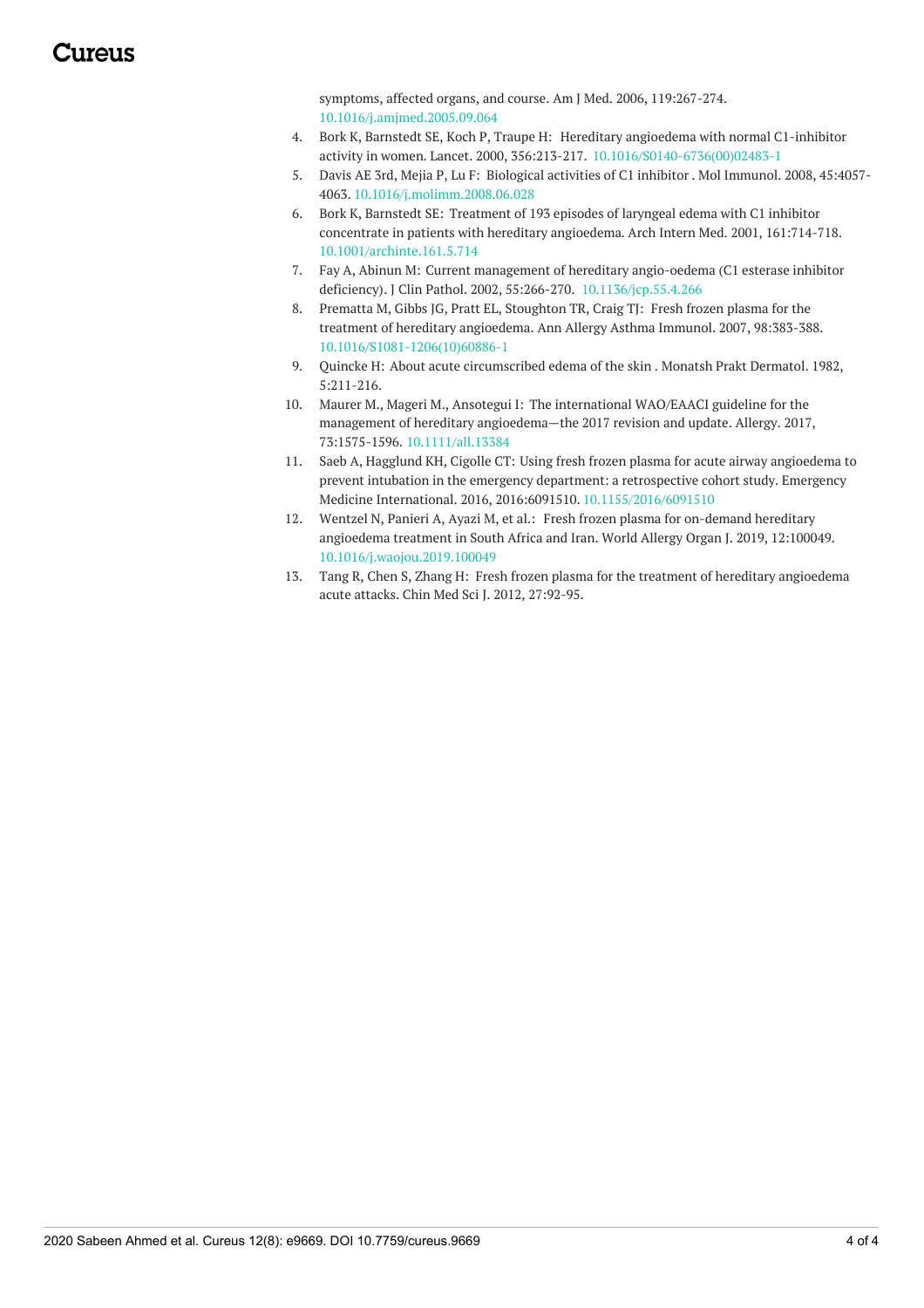symptoms, affected organs, and course. Am J Med. 2006, 119:267-274. 10.1016/j.amjmed.2005.09.064

4. Bork K, Barnstedt SE, Koch P, Traupe H: Hereditary angioedema with normal C1-inhibitor activity in women. Lancet. 2000, 356:213-217. 10.1016/S0140-6736(00)02483-1
5. Davis AE 3rd, Mejia P, Lu F: Biological activities of C1 inhibitor . Mol Immunol. 2008, 45:4057-4063. 10.1016/j.molimm.2008.06.028
6. Bork K, Barnstedt SE: Treatment of 193 episodes of laryngeal edema with C1 inhibitor concentrate in patients with hereditary angioedema. Arch Intern Med. 2001, 161:714-718. 10.1001/archinte.161.5.714
7. Fay A, Abinun M: Current management of hereditary angio-oedema (C1 esterase inhibitor deficiency). J Clin Pathol. 2002, 55:266-270. 10.1136/jcp.55.4.266
8. Prematta M, Gibbs JG, Pratt EL, Stoughton TR, Craig TJ: Fresh frozen plasma for the treatment of hereditary angioedema. Ann Allergy Asthma Immunol. 2007, 98:383-388. 10.1016/S1081-1206(10)60886-1
9. Quincke H: About acute circumscribed edema of the skin . Monatsh Prakt Dermatol. 1982, 5:211-216.
10. Maurer M., Mageri M., Ansotegui I: The international WAO/EAACI guideline for the management of hereditary angioedema—the 2017 revision and update. Allergy. 2017, 73:1575-1596. 10.1111/all.13384
11. Saeb A, Hagglund KH, Cigolle CT: Using fresh frozen plasma for acute airway angioedema to prevent intubation in the emergency department: a retrospective cohort study. Emergency Medicine International. 2016, 2016:6091510. 10.1155/2016/6091510
12. Wentzel N, Panieri A, Ayazi M, et al.: Fresh frozen plasma for on-demand hereditary angioedema treatment in South Africa and Iran. World Allergy Organ J. 2019, 12:100049. 10.1016/j.waojou.2019.100049
13. Tang R, Chen S, Zhang H: Fresh frozen plasma for the treatment of hereditary angioedema acute attacks. Chin Med Sci J. 2012, 27:92-95.